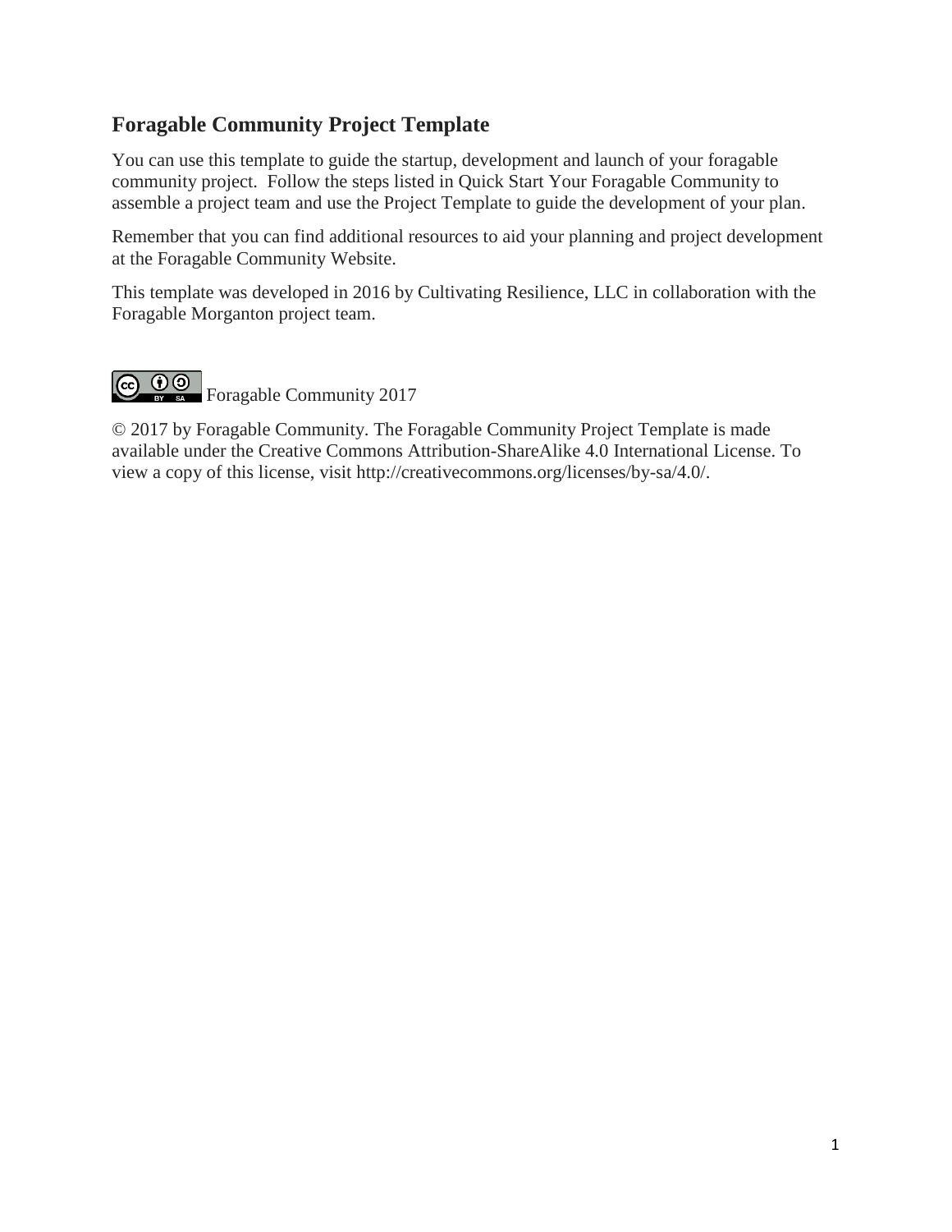## Foragable Community Project Template

You can use this template to guide the startup, development and launch of your foragable community project. Follow the steps listed in Quick Start Your Foragable Community to assemble a project team and use the Project Template to guide the development of your plan.

Remember that you can find additional resources to aid your planning and project development at the Foragable Community Website.

This template was developed in 2016 by Cultivating Resilience, LLC in collaboration with the Foragable Morganton project team.

Foragable Community 2017

© 2017 by Foragable Community. The Foragable Community Project Template is made available under the Creative Commons Attribution-ShareAlike 4.0 International License. To view a copy of this license, visit http://creativecommons.org/licenses/by-sa/4.0/.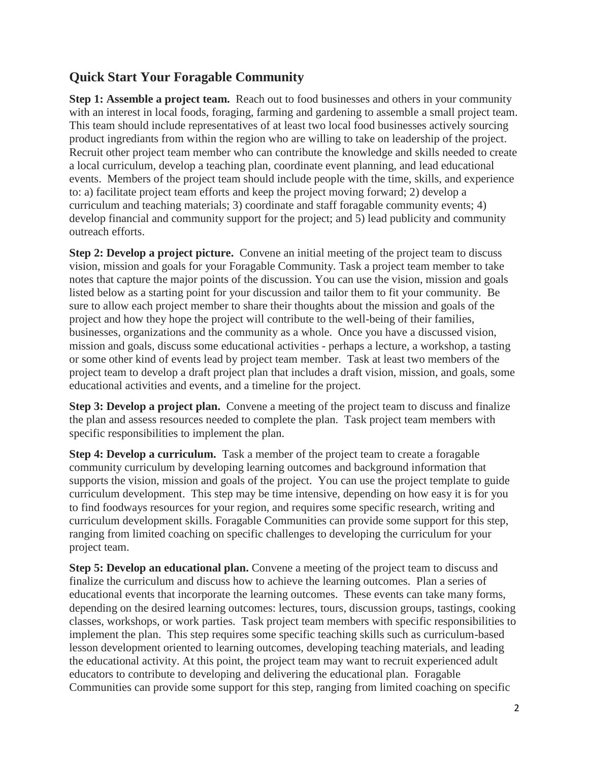## Quick Start Your Foragable Community

**Step 1: Assemble a project team.** Reach out to food businesses and others in your community with an interest in local foods, foraging, farming and gardening to assemble a small project team. This team should include representatives of at least two local food businesses actively sourcing product ingrediants from within the region who are willing to take on leadership of the project. Recruit other project team member who can contribute the knowledge and skills needed to create a local curriculum, develop a teaching plan, coordinate event planning, and lead educational events. Members of the project team should include people with the time, skills, and experience to: a) facilitate project team efforts and keep the project moving forward; 2) develop a curriculum and teaching materials; 3) coordinate and staff foragable community events; 4) develop financial and community support for the project; and 5) lead publicity and community outreach efforts.

**Step 2: Develop a project picture.** Convene an initial meeting of the project team to discuss vision, mission and goals for your Foragable Community. Task a project team member to take notes that capture the major points of the discussion. You can use the vision, mission and goals listed below as a starting point for your discussion and tailor them to fit your community. Be sure to allow each project member to share their thoughts about the mission and goals of the project and how they hope the project will contribute to the well-being of their families, businesses, organizations and the community as a whole. Once you have a discussed vision, mission and goals, discuss some educational activities - perhaps a lecture, a workshop, a tasting or some other kind of events lead by project team member. Task at least two members of the project team to develop a draft project plan that includes a draft vision, mission, and goals, some educational activities and events, and a timeline for the project.

**Step 3: Develop a project plan.** Convene a meeting of the project team to discuss and finalize the plan and assess resources needed to complete the plan. Task project team members with specific responsibilities to implement the plan.

**Step 4: Develop a curriculum.** Task a member of the project team to create a foragable community curriculum by developing learning outcomes and background information that supports the vision, mission and goals of the project. You can use the project template to guide curriculum development. This step may be time intensive, depending on how easy it is for you to find foodways resources for your region, and requires some specific research, writing and curriculum development skills. Foragable Communities can provide some support for this step, ranging from limited coaching on specific challenges to developing the curriculum for your project team.

**Step 5: Develop an educational plan.** Convene a meeting of the project team to discuss and finalize the curriculum and discuss how to achieve the learning outcomes. Plan a series of educational events that incorporate the learning outcomes. These events can take many forms, depending on the desired learning outcomes: lectures, tours, discussion groups, tastings, cooking classes, workshops, or work parties. Task project team members with specific responsibilities to implement the plan. This step requires some specific teaching skills such as curriculum-based lesson development oriented to learning outcomes, developing teaching materials, and leading the educational activity. At this point, the project team may want to recruit experienced adult educators to contribute to developing and delivering the educational plan. Foragable Communities can provide some support for this step, ranging from limited coaching on specific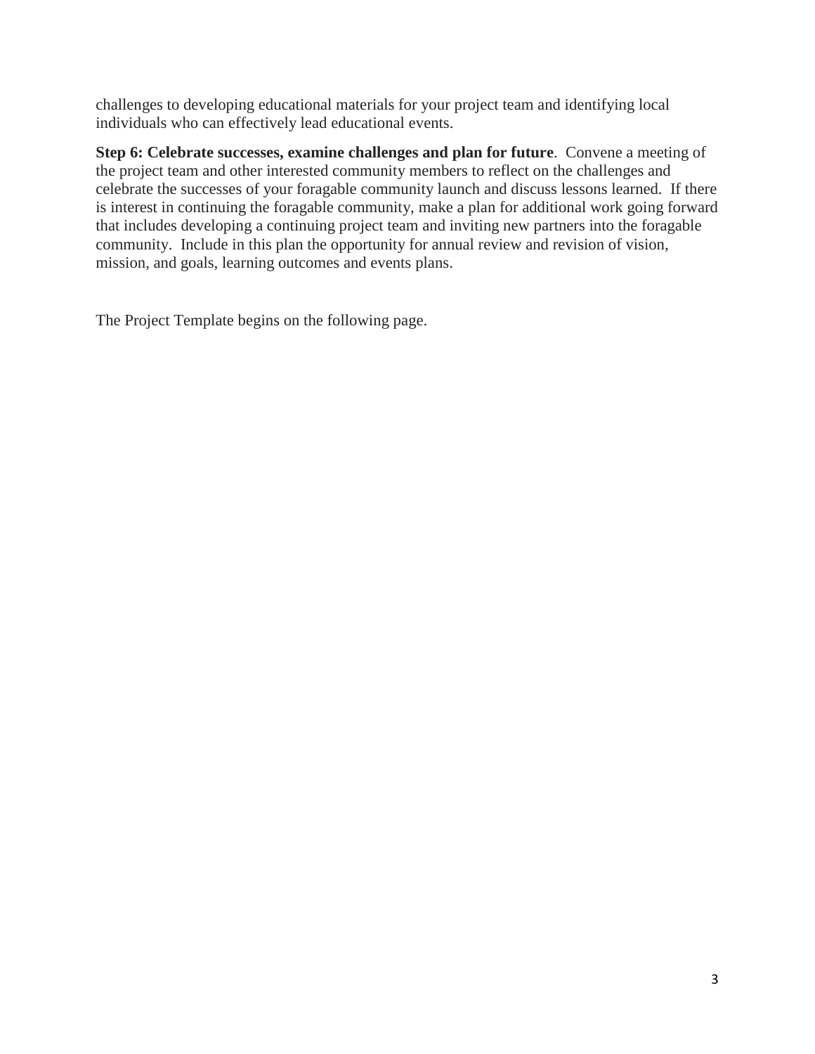challenges to developing educational materials for your project team and identifying local individuals who can effectively lead educational events.

**Step 6: Celebrate successes, examine challenges and plan for future**. Convene a meeting of the project team and other interested community members to reflect on the challenges and celebrate the successes of your foragable community launch and discuss lessons learned. If there is interest in continuing the foragable community, make a plan for additional work going forward that includes developing a continuing project team and inviting new partners into the foragable community. Include in this plan the opportunity for annual review and revision of vision, mission, and goals, learning outcomes and events plans.

The Project Template begins on the following page.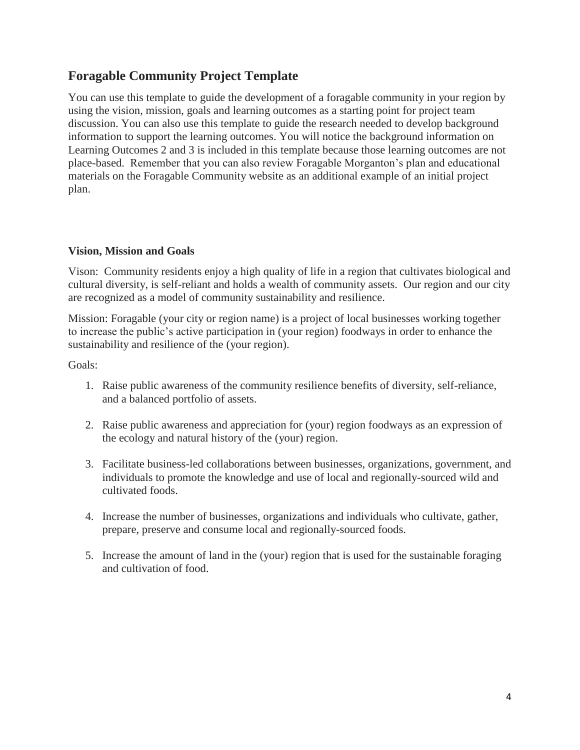## Foragable Community Project Template

You can use this template to guide the development of a foragable community in your region by using the vision, mission, goals and learning outcomes as a starting point for project team discussion. You can also use this template to guide the research needed to develop background information to support the learning outcomes. You will notice the background information on Learning Outcomes 2 and 3 is included in this template because those learning outcomes are not place-based. Remember that you can also review Foragable Morganton's plan and educational materials on the Foragable Community website as an additional example of an initial project plan.

### Vision, Mission and Goals

Vison: Community residents enjoy a high quality of life in a region that cultivates biological and cultural diversity, is self-reliant and holds a wealth of community assets. Our region and our city are recognized as a model of community sustainability and resilience.

Mission: Foragable (your city or region name) is a project of local businesses working together to increase the public's active participation in (your region) foodways in order to enhance the sustainability and resilience of the (your region).

Goals:

1. Raise public awareness of the community resilience benefits of diversity, self-reliance, and a balanced portfolio of assets.

2. Raise public awareness and appreciation for (your) region foodways as an expression of the ecology and natural history of the (your) region.

3. Facilitate business-led collaborations between businesses, organizations, government, and individuals to promote the knowledge and use of local and regionally-sourced wild and cultivated foods.

4. Increase the number of businesses, organizations and individuals who cultivate, gather, prepare, preserve and consume local and regionally-sourced foods.

5. Increase the amount of land in the (your) region that is used for the sustainable foraging and cultivation of food.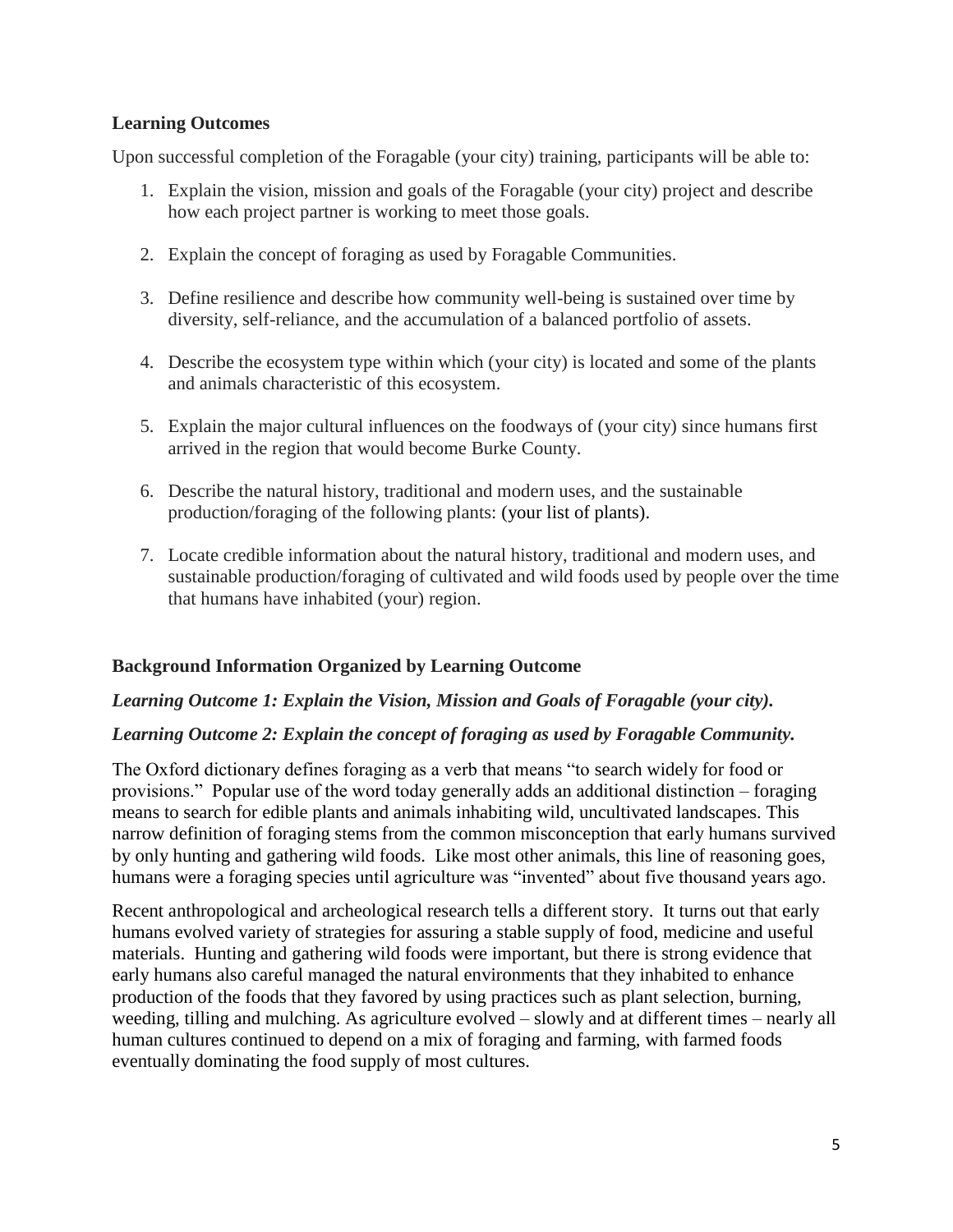**Learning Outcomes**

Upon successful completion of the Foragable (your city) training, participants will be able to:

1. Explain the vision, mission and goals of the Foragable (your city) project and describe how each project partner is working to meet those goals.

2. Explain the concept of foraging as used by Foragable Communities.

3. Define resilience and describe how community well-being is sustained over time by diversity, self-reliance, and the accumulation of a balanced portfolio of assets.

4. Describe the ecosystem type within which (your city) is located and some of the plants and animals characteristic of this ecosystem.

5. Explain the major cultural influences on the foodways of (your city) since humans first arrived in the region that would become Burke County.

6. Describe the natural history, traditional and modern uses, and the sustainable production/foraging of the following plants: (your list of plants).

7. Locate credible information about the natural history, traditional and modern uses, and sustainable production/foraging of cultivated and wild foods used by people over the time that humans have inhabited (your) region.

**Background Information Organized by Learning Outcome**

***Learning Outcome 1: Explain the Vision, Mission and Goals of Foragable (your city).***

***Learning Outcome 2: Explain the concept of foraging as used by Foragable Community.***

The Oxford dictionary defines foraging as a verb that means "to search widely for food or provisions." Popular use of the word today generally adds an additional distinction – foraging means to search for edible plants and animals inhabiting wild, uncultivated landscapes. This narrow definition of foraging stems from the common misconception that early humans survived by only hunting and gathering wild foods. Like most other animals, this line of reasoning goes, humans were a foraging species until agriculture was "invented" about five thousand years ago.

Recent anthropological and archeological research tells a different story. It turns out that early humans evolved variety of strategies for assuring a stable supply of food, medicine and useful materials. Hunting and gathering wild foods were important, but there is strong evidence that early humans also careful managed the natural environments that they inhabited to enhance production of the foods that they favored by using practices such as plant selection, burning, weeding, tilling and mulching. As agriculture evolved – slowly and at different times – nearly all human cultures continued to depend on a mix of foraging and farming, with farmed foods eventually dominating the food supply of most cultures.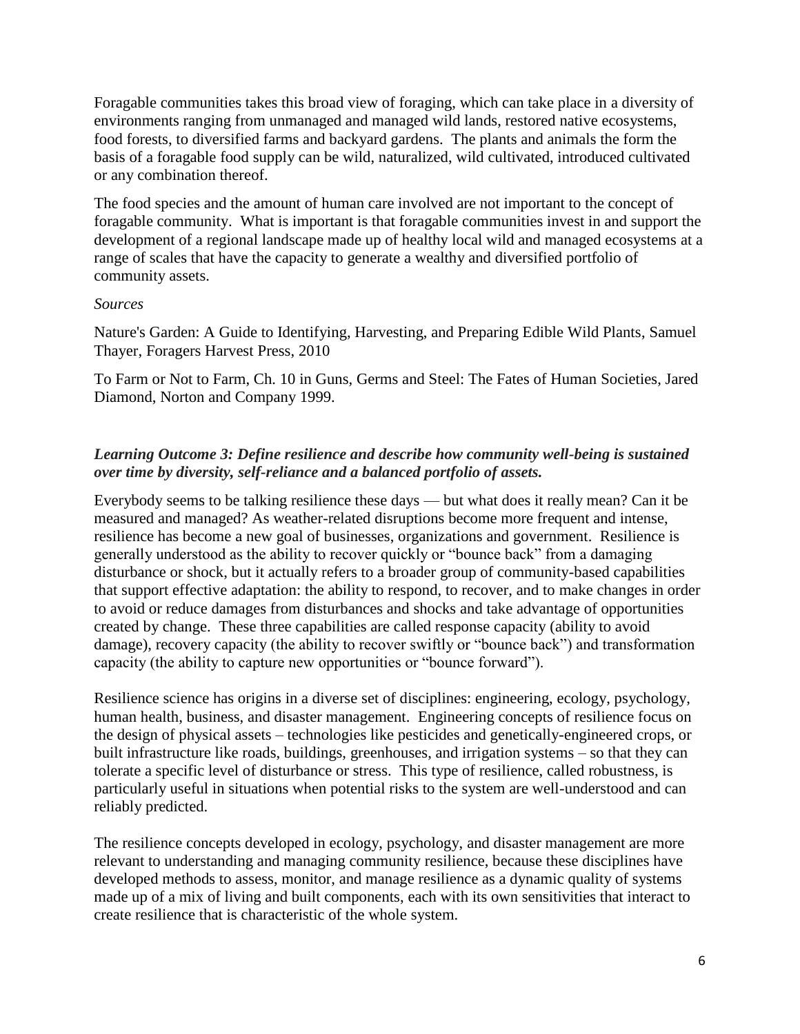Foragable communities takes this broad view of foraging, which can take place in a diversity of environments ranging from unmanaged and managed wild lands, restored native ecosystems, food forests, to diversified farms and backyard gardens. The plants and animals the form the basis of a foragable food supply can be wild, naturalized, wild cultivated, introduced cultivated or any combination thereof.

The food species and the amount of human care involved are not important to the concept of foragable community. What is important is that foragable communities invest in and support the development of a regional landscape made up of healthy local wild and managed ecosystems at a range of scales that have the capacity to generate a wealthy and diversified portfolio of community assets.

*Sources*

Nature's Garden: A Guide to Identifying, Harvesting, and Preparing Edible Wild Plants, Samuel Thayer, Foragers Harvest Press, 2010

To Farm or Not to Farm, Ch. 10 in Guns, Germs and Steel: The Fates of Human Societies, Jared Diamond, Norton and Company 1999.

***Learning Outcome 3: Define resilience and describe how community well-being is sustained over time by diversity, self-reliance and a balanced portfolio of assets.***

Everybody seems to be talking resilience these days — but what does it really mean? Can it be measured and managed? As weather-related disruptions become more frequent and intense, resilience has become a new goal of businesses, organizations and government. Resilience is generally understood as the ability to recover quickly or "bounce back" from a damaging disturbance or shock, but it actually refers to a broader group of community-based capabilities that support effective adaptation: the ability to respond, to recover, and to make changes in order to avoid or reduce damages from disturbances and shocks and take advantage of opportunities created by change. These three capabilities are called response capacity (ability to avoid damage), recovery capacity (the ability to recover swiftly or "bounce back") and transformation capacity (the ability to capture new opportunities or "bounce forward").

Resilience science has origins in a diverse set of disciplines: engineering, ecology, psychology, human health, business, and disaster management. Engineering concepts of resilience focus on the design of physical assets – technologies like pesticides and genetically-engineered crops, or built infrastructure like roads, buildings, greenhouses, and irrigation systems – so that they can tolerate a specific level of disturbance or stress. This type of resilience, called robustness, is particularly useful in situations when potential risks to the system are well-understood and can reliably predicted.

The resilience concepts developed in ecology, psychology, and disaster management are more relevant to understanding and managing community resilience, because these disciplines have developed methods to assess, monitor, and manage resilience as a dynamic quality of systems made up of a mix of living and built components, each with its own sensitivities that interact to create resilience that is characteristic of the whole system.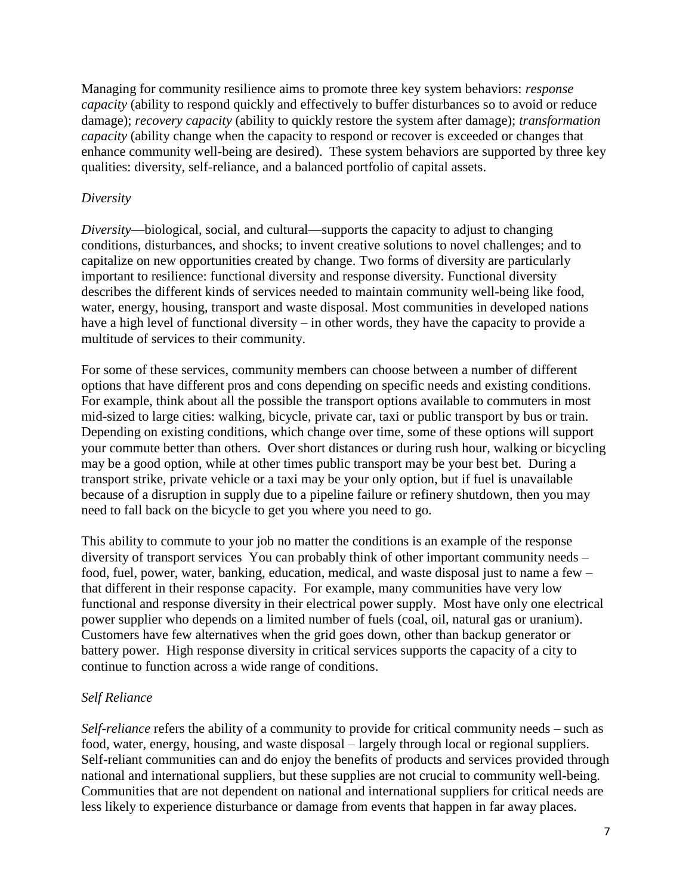Managing for community resilience aims to promote three key system behaviors: *response capacity* (ability to respond quickly and effectively to buffer disturbances so to avoid or reduce damage); *recovery capacity* (ability to quickly restore the system after damage); *transformation capacity* (ability change when the capacity to respond or recover is exceeded or changes that enhance community well-being are desired). These system behaviors are supported by three key qualities: diversity, self-reliance, and a balanced portfolio of capital assets.

*Diversity*

*Diversity*—biological, social, and cultural—supports the capacity to adjust to changing conditions, disturbances, and shocks; to invent creative solutions to novel challenges; and to capitalize on new opportunities created by change. Two forms of diversity are particularly important to resilience: functional diversity and response diversity. Functional diversity describes the different kinds of services needed to maintain community well-being like food, water, energy, housing, transport and waste disposal. Most communities in developed nations have a high level of functional diversity – in other words, they have the capacity to provide a multitude of services to their community.

For some of these services, community members can choose between a number of different options that have different pros and cons depending on specific needs and existing conditions. For example, think about all the possible the transport options available to commuters in most mid-sized to large cities: walking, bicycle, private car, taxi or public transport by bus or train. Depending on existing conditions, which change over time, some of these options will support your commute better than others. Over short distances or during rush hour, walking or bicycling may be a good option, while at other times public transport may be your best bet. During a transport strike, private vehicle or a taxi may be your only option, but if fuel is unavailable because of a disruption in supply due to a pipeline failure or refinery shutdown, then you may need to fall back on the bicycle to get you where you need to go.

This ability to commute to your job no matter the conditions is an example of the response diversity of transport services You can probably think of other important community needs – food, fuel, power, water, banking, education, medical, and waste disposal just to name a few – that different in their response capacity. For example, many communities have very low functional and response diversity in their electrical power supply. Most have only one electrical power supplier who depends on a limited number of fuels (coal, oil, natural gas or uranium). Customers have few alternatives when the grid goes down, other than backup generator or battery power. High response diversity in critical services supports the capacity of a city to continue to function across a wide range of conditions.

*Self Reliance*

*Self-reliance* refers the ability of a community to provide for critical community needs – such as food, water, energy, housing, and waste disposal – largely through local or regional suppliers. Self-reliant communities can and do enjoy the benefits of products and services provided through national and international suppliers, but these supplies are not crucial to community well-being. Communities that are not dependent on national and international suppliers for critical needs are less likely to experience disturbance or damage from events that happen in far away places.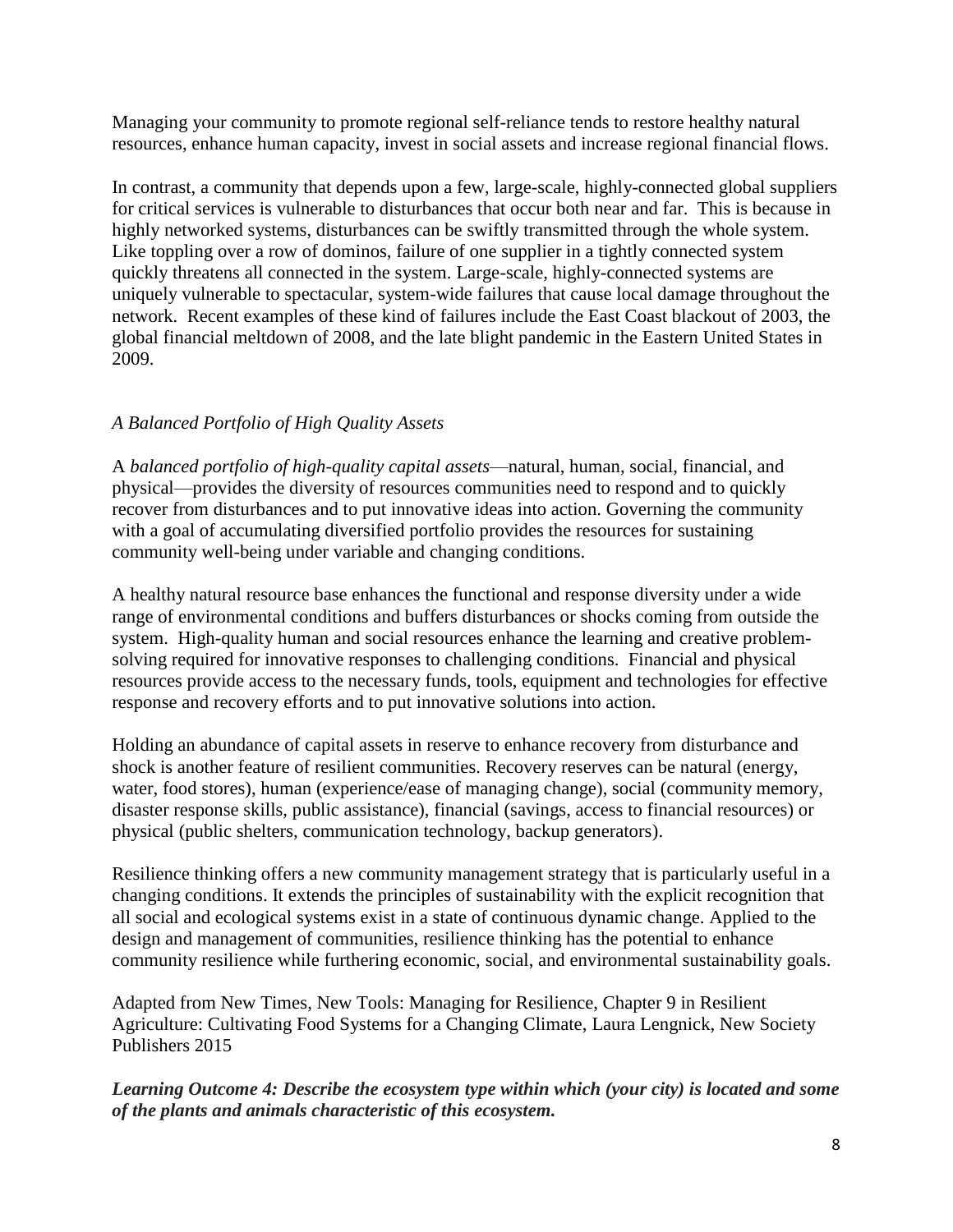Managing your community to promote regional self-reliance tends to restore healthy natural resources, enhance human capacity, invest in social assets and increase regional financial flows.

In contrast, a community that depends upon a few, large-scale, highly-connected global suppliers for critical services is vulnerable to disturbances that occur both near and far. This is because in highly networked systems, disturbances can be swiftly transmitted through the whole system. Like toppling over a row of dominos, failure of one supplier in a tightly connected system quickly threatens all connected in the system. Large-scale, highly-connected systems are uniquely vulnerable to spectacular, system-wide failures that cause local damage throughout the network. Recent examples of these kind of failures include the East Coast blackout of 2003, the global financial meltdown of 2008, and the late blight pandemic in the Eastern United States in 2009.

*A Balanced Portfolio of High Quality Assets*

A *balanced portfolio of high-quality capital assets*—natural, human, social, financial, and physical—provides the diversity of resources communities need to respond and to quickly recover from disturbances and to put innovative ideas into action. Governing the community with a goal of accumulating diversified portfolio provides the resources for sustaining community well-being under variable and changing conditions.

A healthy natural resource base enhances the functional and response diversity under a wide range of environmental conditions and buffers disturbances or shocks coming from outside the system. High-quality human and social resources enhance the learning and creative problem-solving required for innovative responses to challenging conditions. Financial and physical resources provide access to the necessary funds, tools, equipment and technologies for effective response and recovery efforts and to put innovative solutions into action.

Holding an abundance of capital assets in reserve to enhance recovery from disturbance and shock is another feature of resilient communities. Recovery reserves can be natural (energy, water, food stores), human (experience/ease of managing change), social (community memory, disaster response skills, public assistance), financial (savings, access to financial resources) or physical (public shelters, communication technology, backup generators).

Resilience thinking offers a new community management strategy that is particularly useful in a changing conditions. It extends the principles of sustainability with the explicit recognition that all social and ecological systems exist in a state of continuous dynamic change. Applied to the design and management of communities, resilience thinking has the potential to enhance community resilience while furthering economic, social, and environmental sustainability goals.

Adapted from New Times, New Tools: Managing for Resilience, Chapter 9 in Resilient Agriculture: Cultivating Food Systems for a Changing Climate, Laura Lengnick, New Society Publishers 2015

***Learning Outcome 4: Describe the ecosystem type within which (your city) is located and some of the plants and animals characteristic of this ecosystem.***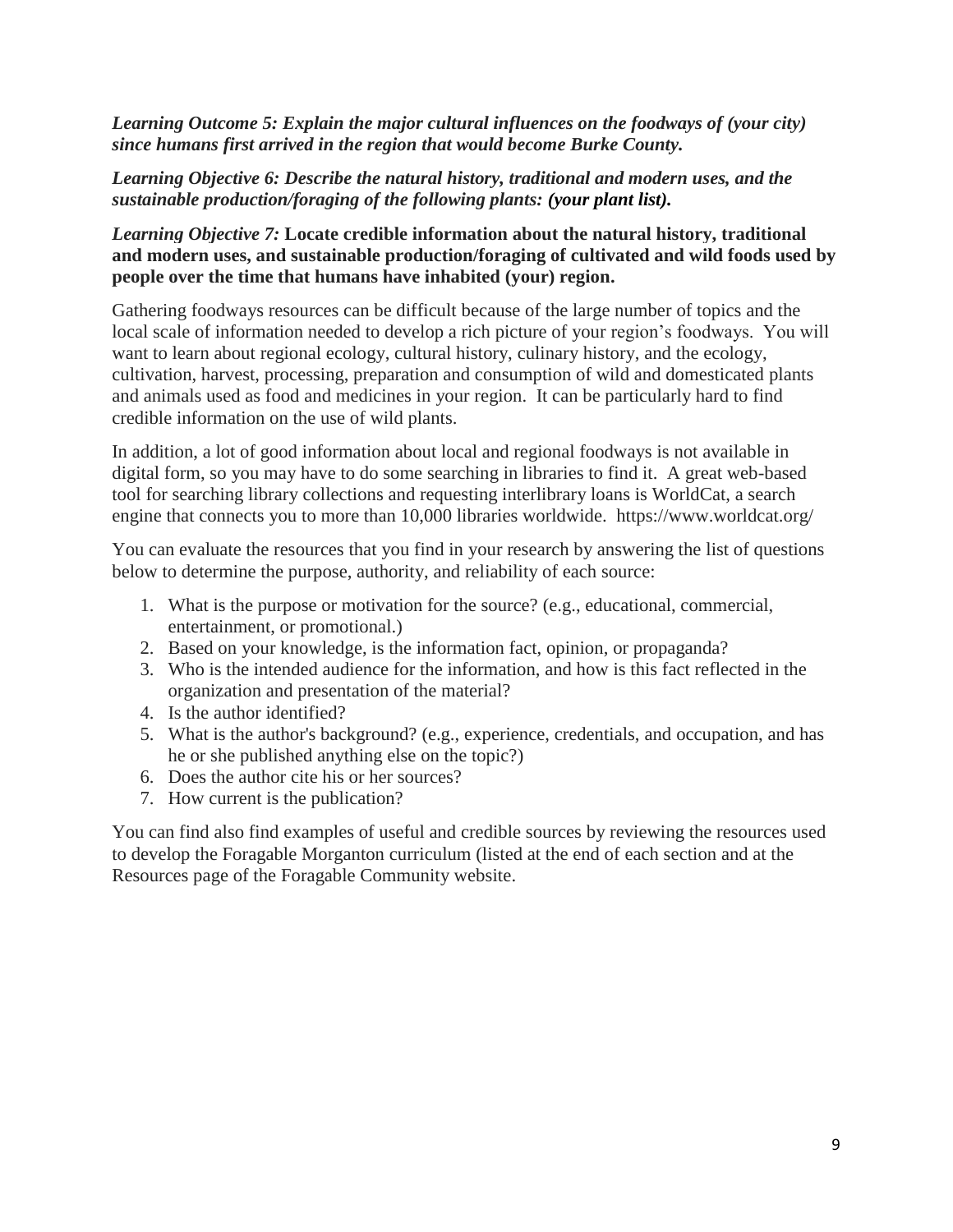***Learning Outcome 5: Explain the major cultural influences on the foodways of (your city) since humans first arrived in the region that would become Burke County.***

***Learning Objective 6: Describe the natural history, traditional and modern uses, and the sustainable production/foraging of the following plants: (your plant list).***

***Learning Objective 7:* Locate credible information about the natural history, traditional and modern uses, and sustainable production/foraging of cultivated and wild foods used by people over the time that humans have inhabited (your) region.**

Gathering foodways resources can be difficult because of the large number of topics and the local scale of information needed to develop a rich picture of your region's foodways. You will want to learn about regional ecology, cultural history, culinary history, and the ecology, cultivation, harvest, processing, preparation and consumption of wild and domesticated plants and animals used as food and medicines in your region. It can be particularly hard to find credible information on the use of wild plants.

In addition, a lot of good information about local and regional foodways is not available in digital form, so you may have to do some searching in libraries to find it. A great web-based tool for searching library collections and requesting interlibrary loans is WorldCat, a search engine that connects you to more than 10,000 libraries worldwide. https://www.worldcat.org/

You can evaluate the resources that you find in your research by answering the list of questions below to determine the purpose, authority, and reliability of each source:

1. What is the purpose or motivation for the source? (e.g., educational, commercial, entertainment, or promotional.)
2. Based on your knowledge, is the information fact, opinion, or propaganda?
3. Who is the intended audience for the information, and how is this fact reflected in the organization and presentation of the material?
4. Is the author identified?
5. What is the author's background? (e.g., experience, credentials, and occupation, and has he or she published anything else on the topic?)
6. Does the author cite his or her sources?
7. How current is the publication?

You can find also find examples of useful and credible sources by reviewing the resources used to develop the Foragable Morganton curriculum (listed at the end of each section and at the Resources page of the Foragable Community website.